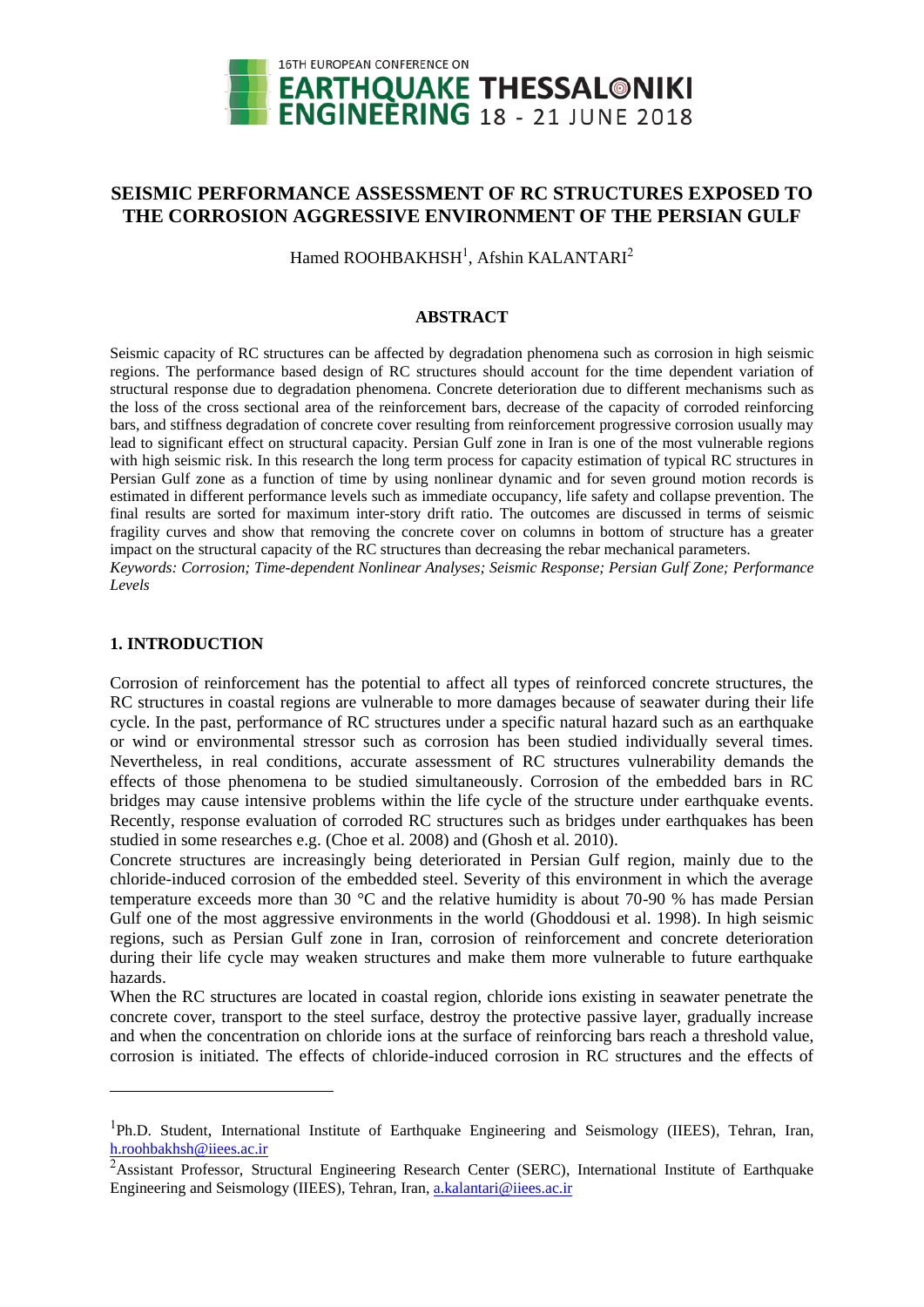# SEISMIC PERFORMANCE ASSESSMENT OF RC STRUCTURES EXPOSED TO THE CORROSION AGGRESSIVE ENVIRONMENT OF THE PERSIAN GULF

Hamed ROOHBAKHSH[1], Afshin KALANTARI[2]

## ABSTRACT

Seismic capacity of RC structures can be affected by degradation phenomena such as corrosion in high seismic regions. The performance based design of RC structures should account for the time dependent variation of structural response due to degradation phenomena. Concrete deterioration due to different mechanisms such as the loss of the cross sectional area of the reinforcement bars, decrease of the capacity of corroded reinforcing bars, and stiffness degradation of concrete cover resulting from reinforcement progressive corrosion usually may lead to significant effect on structural capacity. Persian Gulf zone in Iran is one of the most vulnerable regions with high seismic risk. In this research the long term process for capacity estimation of typical RC structures in Persian Gulf zone as a function of time by using nonlinear dynamic and for seven ground motion records is estimated in different performance levels such as immediate occupancy, life safety and collapse prevention. The final results are sorted for maximum inter-story drift ratio. The outcomes are discussed in terms of seismic fragility curves and show that removing the concrete cover on columns in bottom of structure has a greater impact on the structural capacity of the RC structures than decreasing the rebar mechanical parameters.

*Keywords: Corrosion; Time-dependent Nonlinear Analyses; Seismic Response; Persian Gulf Zone; Performance Levels*

## 1. INTRODUCTION

Corrosion of reinforcement has the potential to affect all types of reinforced concrete structures, the RC structures in coastal regions are vulnerable to more damages because of seawater during their life cycle. In the past, performance of RC structures under a specific natural hazard such as an earthquake or wind or environmental stressor such as corrosion has been studied individually several times. Nevertheless, in real conditions, accurate assessment of RC structures vulnerability demands the effects of those phenomena to be studied simultaneously. Corrosion of the embedded bars in RC bridges may cause intensive problems within the life cycle of the structure under earthquake events. Recently, response evaluation of corroded RC structures such as bridges under earthquakes has been studied in some researches e.g. (Choe et al. 2008) and (Ghosh et al. 2010).

Concrete structures are increasingly being deteriorated in Persian Gulf region, mainly due to the chloride-induced corrosion of the embedded steel. Severity of this environment in which the average temperature exceeds more than 30 °C and the relative humidity is about 70-90 % has made Persian Gulf one of the most aggressive environments in the world (Ghoddousi et al. 1998). In high seismic regions, such as Persian Gulf zone in Iran, corrosion of reinforcement and concrete deterioration during their life cycle may weaken structures and make them more vulnerable to future earthquake hazards.

When the RC structures are located in coastal region, chloride ions existing in seawater penetrate the concrete cover, transport to the steel surface, destroy the protective passive layer, gradually increase and when the concentration on chloride ions at the surface of reinforcing bars reach a threshold value, corrosion is initiated. The effects of chloride-induced corrosion in RC structures and the effects of

---

[1]Ph.D. Student, International Institute of Earthquake Engineering and Seismology (IIEES), Tehran, Iran, h.roohbakhsh@iiees.ac.ir

[2]Assistant Professor, Structural Engineering Research Center (SERC), International Institute of Earthquake Engineering and Seismology (IIEES), Tehran, Iran, a.kalantari@iiees.ac.ir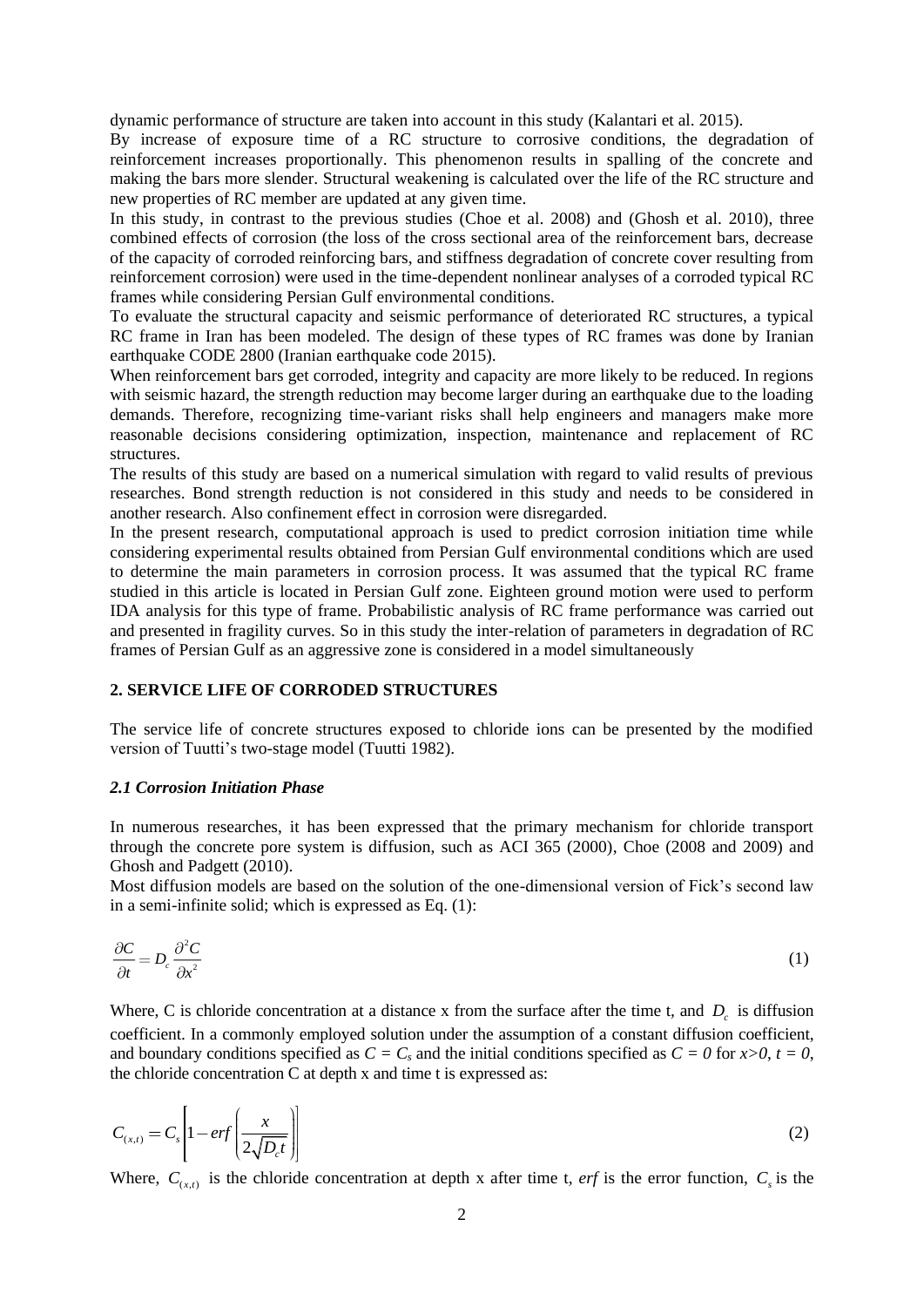dynamic performance of structure are taken into account in this study (Kalantari et al. 2015).

By increase of exposure time of a RC structure to corrosive conditions, the degradation of reinforcement increases proportionally. This phenomenon results in spalling of the concrete and making the bars more slender. Structural weakening is calculated over the life of the RC structure and new properties of RC member are updated at any given time.

In this study, in contrast to the previous studies (Choe et al. 2008) and (Ghosh et al. 2010), three combined effects of corrosion (the loss of the cross sectional area of the reinforcement bars, decrease of the capacity of corroded reinforcing bars, and stiffness degradation of concrete cover resulting from reinforcement corrosion) were used in the time-dependent nonlinear analyses of a corroded typical RC frames while considering Persian Gulf environmental conditions.

To evaluate the structural capacity and seismic performance of deteriorated RC structures, a typical RC frame in Iran has been modeled. The design of these types of RC frames was done by Iranian earthquake CODE 2800 (Iranian earthquake code 2015).

When reinforcement bars get corroded, integrity and capacity are more likely to be reduced. In regions with seismic hazard, the strength reduction may become larger during an earthquake due to the loading demands. Therefore, recognizing time-variant risks shall help engineers and managers make more reasonable decisions considering optimization, inspection, maintenance and replacement of RC structures.

The results of this study are based on a numerical simulation with regard to valid results of previous researches. Bond strength reduction is not considered in this study and needs to be considered in another research. Also confinement effect in corrosion were disregarded.

In the present research, computational approach is used to predict corrosion initiation time while considering experimental results obtained from Persian Gulf environmental conditions which are used to determine the main parameters in corrosion process. It was assumed that the typical RC frame studied in this article is located in Persian Gulf zone. Eighteen ground motion were used to perform IDA analysis for this type of frame. Probabilistic analysis of RC frame performance was carried out and presented in fragility curves. So in this study the inter-relation of parameters in degradation of RC frames of Persian Gulf as an aggressive zone is considered in a model simultaneously

## 2. SERVICE LIFE OF CORRODED STRUCTURES

The service life of concrete structures exposed to chloride ions can be presented by the modified version of Tuutti's two-stage model (Tuutti 1982).

### *2.1 Corrosion Initiation Phase*

In numerous researches, it has been expressed that the primary mechanism for chloride transport through the concrete pore system is diffusion, such as ACI 365 (2000), Choe (2008 and 2009) and Ghosh and Padgett (2010).

Most diffusion models are based on the solution of the one-dimensional version of Fick's second law in a semi-infinite solid; which is expressed as Eq. (1):

$$\frac{\partial C}{\partial t} = D_c \frac{\partial^2 C}{\partial x^2} \tag{1}$$

Where, C is chloride concentration at a distance x from the surface after the time t, and $D_c$ is diffusion coefficient. In a commonly employed solution under the assumption of a constant diffusion coefficient, and boundary conditions specified as $C = C_s$ and the initial conditions specified as $C = 0$ for $x>0$, $t = 0$, the chloride concentration C at depth x and time t is expressed as:

$$C_{(x,t)} = C_s\left[1 - erf\left(\frac{x}{2\sqrt{D_c t}}\right)\right] \tag{2}$$

Where, $C_{(x,t)}$ is the chloride concentration at depth x after time t, *erf* is the error function, $C_s$ is the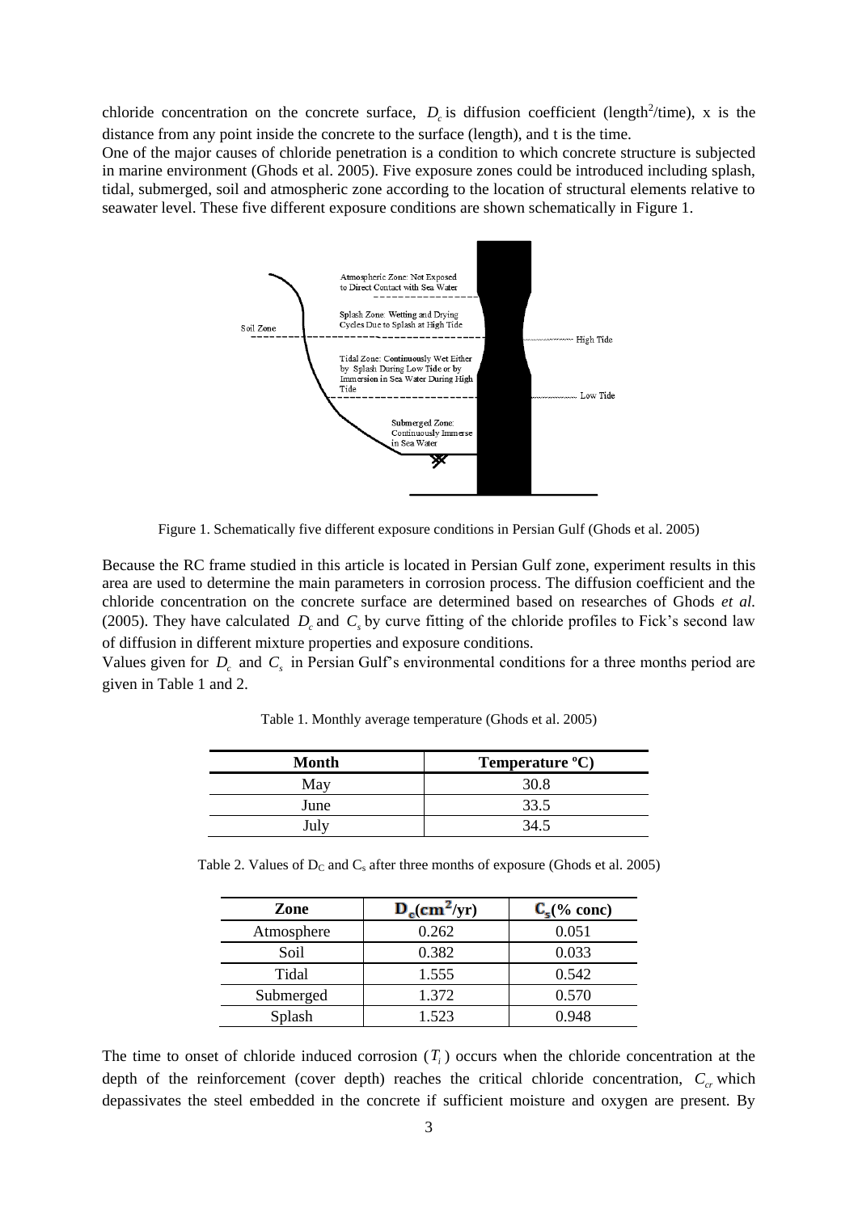chloride concentration on the concrete surface, $D_c$ is diffusion coefficient (length$^2$/time), x is the distance from any point inside the concrete to the surface (length), and t is the time.

One of the major causes of chloride penetration is a condition to which concrete structure is subjected in marine environment (Ghods et al. 2005). Five exposure zones could be introduced including splash, tidal, submerged, soil and atmospheric zone according to the location of structural elements relative to seawater level. These five different exposure conditions are shown schematically in Figure 1.

Figure 1. Schematically five different exposure conditions in Persian Gulf (Ghods et al. 2005)

Because the RC frame studied in this article is located in Persian Gulf zone, experiment results in this area are used to determine the main parameters in corrosion process. The diffusion coefficient and the chloride concentration on the concrete surface are determined based on researches of Ghods *et al.* (2005). They have calculated $D_c$ and $C_s$ by curve fitting of the chloride profiles to Fick's second law of diffusion in different mixture properties and exposure conditions.

Values given for $D_c$ and $C_s$ in Persian Gulf's environmental conditions for a three months period are given in Table 1 and 2.

Table 1. Monthly average temperature (Ghods et al. 2005)

| Month | Temperature ºC) |
|---|---|
| May | 30.8 |
| June | 33.5 |
| July | 34.5 |

Table 2. Values of $D_C$ and $C_s$ after three months of exposure (Ghods et al. 2005)

| Zone | $D_c$(cm$^2$/yr) | $C_s$(% conc) |
|---|---|---|
| Atmosphere | 0.262 | 0.051 |
| Soil | 0.382 | 0.033 |
| Tidal | 1.555 | 0.542 |
| Submerged | 1.372 | 0.570 |
| Splash | 1.523 | 0.948 |

The time to onset of chloride induced corrosion ($T_i$) occurs when the chloride concentration at the depth of the reinforcement (cover depth) reaches the critical chloride concentration, $C_{cr}$ which depassivates the steel embedded in the concrete if sufficient moisture and oxygen are present. By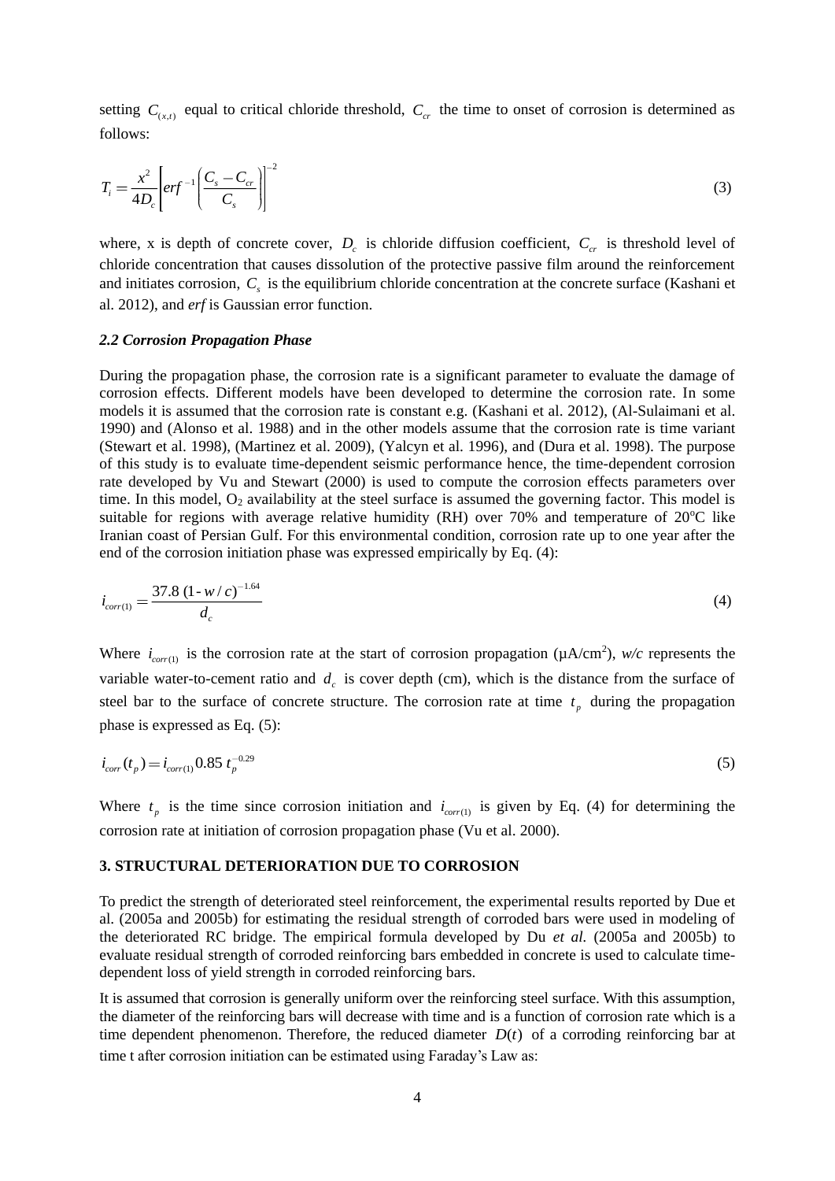setting $C_{(x,t)}$ equal to critical chloride threshold, $C_{cr}$ the time to onset of corrosion is determined as follows:

$$T_i = \frac{x^2}{4D_c}\left[erf^{-1}\left(\frac{C_s - C_{cr}}{C_s}\right)\right]^{-2} \tag{3}$$

where, x is depth of concrete cover, $D_c$ is chloride diffusion coefficient, $C_{cr}$ is threshold level of chloride concentration that causes dissolution of the protective passive film around the reinforcement and initiates corrosion, $C_s$ is the equilibrium chloride concentration at the concrete surface (Kashani et al. 2012), and *erf* is Gaussian error function.

### *2.2 Corrosion Propagation Phase*

During the propagation phase, the corrosion rate is a significant parameter to evaluate the damage of corrosion effects. Different models have been developed to determine the corrosion rate. In some models it is assumed that the corrosion rate is constant e.g. (Kashani et al. 2012), (Al-Sulaimani et al. 1990) and (Alonso et al. 1988) and in the other models assume that the corrosion rate is time variant (Stewart et al. 1998), (Martinez et al. 2009), (Yalcyn et al. 1996), and (Dura et al. 1998). The purpose of this study is to evaluate time-dependent seismic performance hence, the time-dependent corrosion rate developed by Vu and Stewart (2000) is used to compute the corrosion effects parameters over time. In this model, $O_2$ availability at the steel surface is assumed the governing factor. This model is suitable for regions with average relative humidity (RH) over 70% and temperature of 20$^{o}$C like Iranian coast of Persian Gulf. For this environmental condition, corrosion rate up to one year after the end of the corrosion initiation phase was expressed empirically by Eq. (4):

$$i_{corr(1)} = \frac{37.8\,(1\text{-}\,w/c)^{-1.64}}{d_c} \tag{4}$$

Where $i_{corr(1)}$ is the corrosion rate at the start of corrosion propagation (μA/cm$^2$), *w/c* represents the variable water-to-cement ratio and $d_c$ is cover depth (cm), which is the distance from the surface of steel bar to the surface of concrete structure. The corrosion rate at time $t_p$ during the propagation phase is expressed as Eq. (5):

$$i_{corr}(t_p) = i_{corr(1)}\,0.85\,t_p^{-0.29} \tag{5}$$

Where $t_p$ is the time since corrosion initiation and $i_{corr(1)}$ is given by Eq. (4) for determining the corrosion rate at initiation of corrosion propagation phase (Vu et al. 2000).

## 3. STRUCTURAL DETERIORATION DUE TO CORROSION

To predict the strength of deteriorated steel reinforcement, the experimental results reported by Due et al. (2005a and 2005b) for estimating the residual strength of corroded bars were used in modeling of the deteriorated RC bridge. The empirical formula developed by Du *et al.* (2005a and 2005b) to evaluate residual strength of corroded reinforcing bars embedded in concrete is used to calculate time-dependent loss of yield strength in corroded reinforcing bars.

It is assumed that corrosion is generally uniform over the reinforcing steel surface. With this assumption, the diameter of the reinforcing bars will decrease with time and is a function of corrosion rate which is a time dependent phenomenon. Therefore, the reduced diameter $D(t)$ of a corroding reinforcing bar at time t after corrosion initiation can be estimated using Faraday's Law as: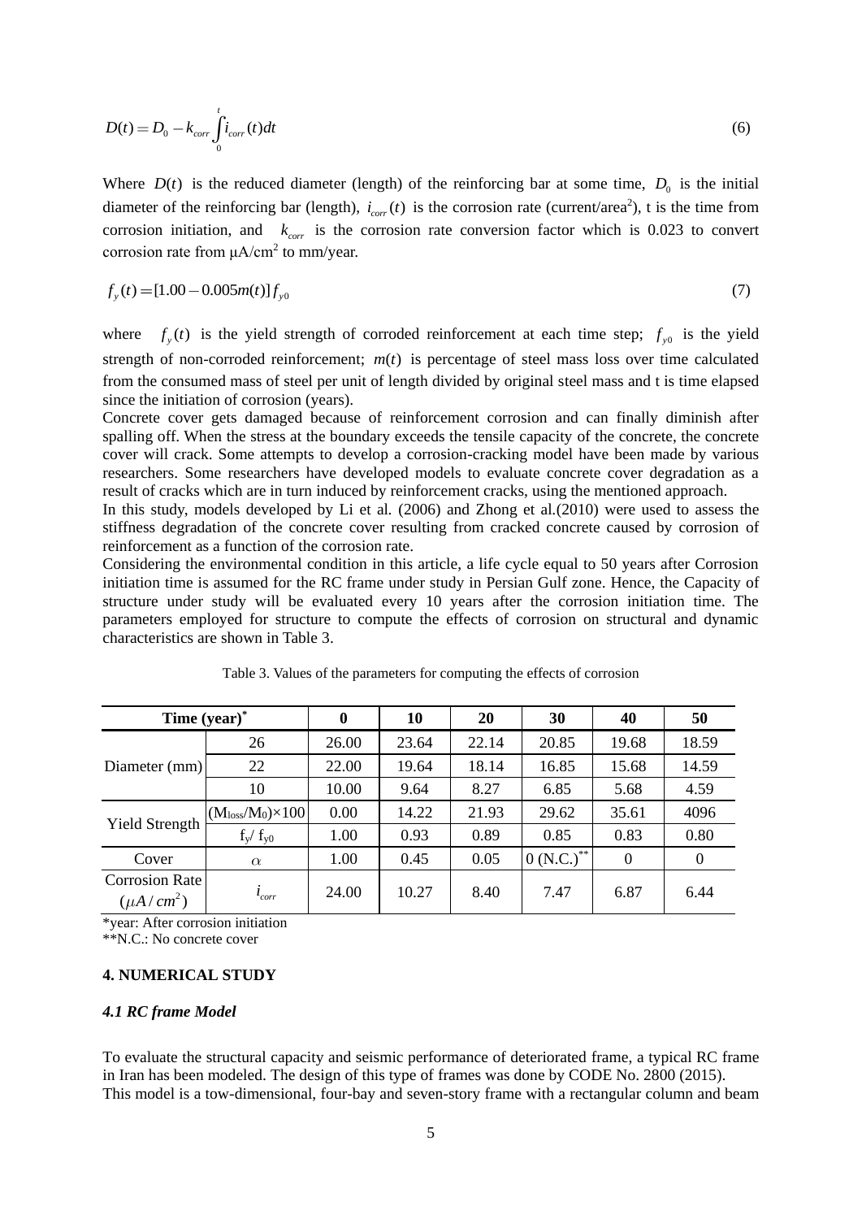$$D(t) = D_0 - k_{corr} \int_0^t i_{corr}(t)dt \tag{6}$$

Where $D(t)$ is the reduced diameter (length) of the reinforcing bar at some time, $D_0$ is the initial diameter of the reinforcing bar (length), $i_{corr}(t)$ is the corrosion rate (current/area$^2$), t is the time from corrosion initiation, and $k_{corr}$ is the corrosion rate conversion factor which is 0.023 to convert corrosion rate from μA/cm$^2$ to mm/year.

$$f_y(t) = [1.00 - 0.005m(t)]f_{y0} \tag{7}$$

where $f_y(t)$ is the yield strength of corroded reinforcement at each time step; $f_{y0}$ is the yield strength of non-corroded reinforcement; $m(t)$ is percentage of steel mass loss over time calculated from the consumed mass of steel per unit of length divided by original steel mass and t is time elapsed since the initiation of corrosion (years).

Concrete cover gets damaged because of reinforcement corrosion and can finally diminish after spalling off. When the stress at the boundary exceeds the tensile capacity of the concrete, the concrete cover will crack. Some attempts to develop a corrosion-cracking model have been made by various researchers. Some researchers have developed models to evaluate concrete cover degradation as a result of cracks which are in turn induced by reinforcement cracks, using the mentioned approach.

In this study, models developed by Li et al. (2006) and Zhong et al.(2010) were used to assess the stiffness degradation of the concrete cover resulting from cracked concrete caused by corrosion of reinforcement as a function of the corrosion rate.

Considering the environmental condition in this article, a life cycle equal to 50 years after Corrosion initiation time is assumed for the RC frame under study in Persian Gulf zone. Hence, the Capacity of structure under study will be evaluated every 10 years after the corrosion initiation time. The parameters employed for structure to compute the effects of corrosion on structural and dynamic characteristics are shown in Table 3.

Table 3. Values of the parameters for computing the effects of corrosion

| Time (year)* | | 0 | 10 | 20 | 30 | 40 | 50 |
|---|---|---|---|---|---|---|---|
| Diameter (mm) | 26 | 26.00 | 23.64 | 22.14 | 20.85 | 19.68 | 18.59 |
| | 22 | 22.00 | 19.64 | 18.14 | 16.85 | 15.68 | 14.59 |
| | 10 | 10.00 | 9.64 | 8.27 | 6.85 | 5.68 | 4.59 |
| Yield Strength | $(M_{loss}/M_0)\times 100$ | 0.00 | 14.22 | 21.93 | 29.62 | 35.61 | 4096 |
| | $f_y/ f_{y0}$ | 1.00 | 0.93 | 0.89 | 0.85 | 0.83 | 0.80 |
| Cover | $\alpha$ | 1.00 | 0.45 | 0.05 | 0 (N.C.)** | 0 | 0 |
| Corrosion Rate $(\mu A/cm^2)$ | $i_{corr}$ | 24.00 | 10.27 | 8.40 | 7.47 | 6.87 | 6.44 |

*year: After corrosion initiation

**N.C.: No concrete cover

## 4. NUMERICAL STUDY

### *4.1 RC frame Model*

To evaluate the structural capacity and seismic performance of deteriorated frame, a typical RC frame in Iran has been modeled. The design of this type of frames was done by CODE No. 2800 (2015).

This model is a tow-dimensional, four-bay and seven-story frame with a rectangular column and beam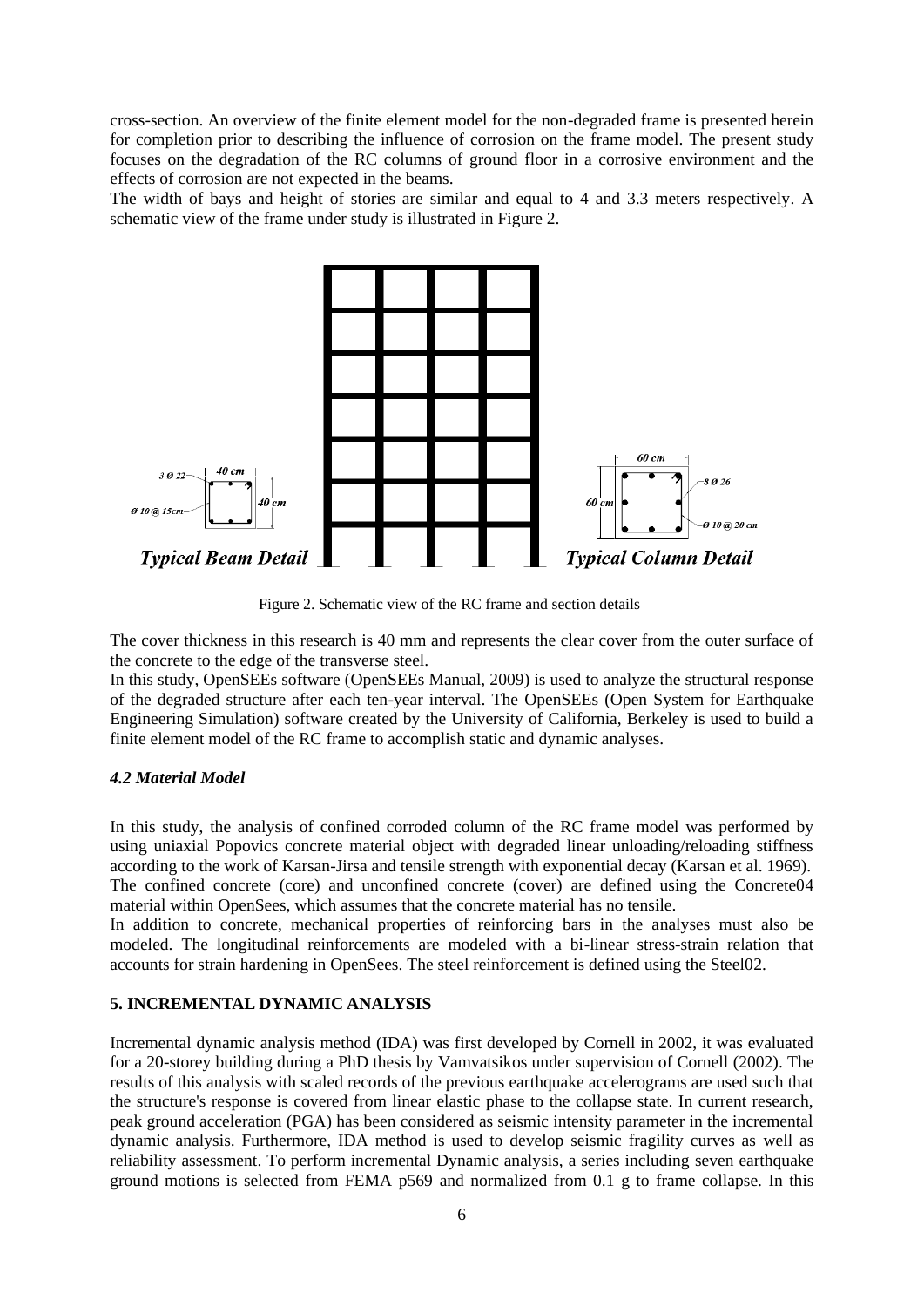cross-section. An overview of the finite element model for the non-degraded frame is presented herein for completion prior to describing the influence of corrosion on the frame model. The present study focuses on the degradation of the RC columns of ground floor in a corrosive environment and the effects of corrosion are not expected in the beams.

The width of bays and height of stories are similar and equal to 4 and 3.3 meters respectively. A schematic view of the frame under study is illustrated in Figure 2.

Figure 2. Schematic view of the RC frame and section details

The cover thickness in this research is 40 mm and represents the clear cover from the outer surface of the concrete to the edge of the transverse steel.

In this study, OpenSEEs software (OpenSEEs Manual, 2009) is used to analyze the structural response of the degraded structure after each ten-year interval. The OpenSEEs (Open System for Earthquake Engineering Simulation) software created by the University of California, Berkeley is used to build a finite element model of the RC frame to accomplish static and dynamic analyses.

### *4.2 Material Model*

In this study, the analysis of confined corroded column of the RC frame model was performed by using uniaxial Popovics concrete material object with degraded linear unloading/reloading stiffness according to the work of Karsan-Jirsa and tensile strength with exponential decay (Karsan et al. 1969). The confined concrete (core) and unconfined concrete (cover) are defined using the Concrete04 material within OpenSees, which assumes that the concrete material has no tensile.

In addition to concrete, mechanical properties of reinforcing bars in the analyses must also be modeled. The longitudinal reinforcements are modeled with a bi-linear stress-strain relation that accounts for strain hardening in OpenSees. The steel reinforcement is defined using the Steel02.

## 5. INCREMENTAL DYNAMIC ANALYSIS

Incremental dynamic analysis method (IDA) was first developed by Cornell in 2002, it was evaluated for a 20-storey building during a PhD thesis by Vamvatsikos under supervision of Cornell (2002). The results of this analysis with scaled records of the previous earthquake accelerograms are used such that the structure's response is covered from linear elastic phase to the collapse state. In current research, peak ground acceleration (PGA) has been considered as seismic intensity parameter in the incremental dynamic analysis. Furthermore, IDA method is used to develop seismic fragility curves as well as reliability assessment. To perform incremental Dynamic analysis, a series including seven earthquake ground motions is selected from FEMA p569 and normalized from 0.1 g to frame collapse. In this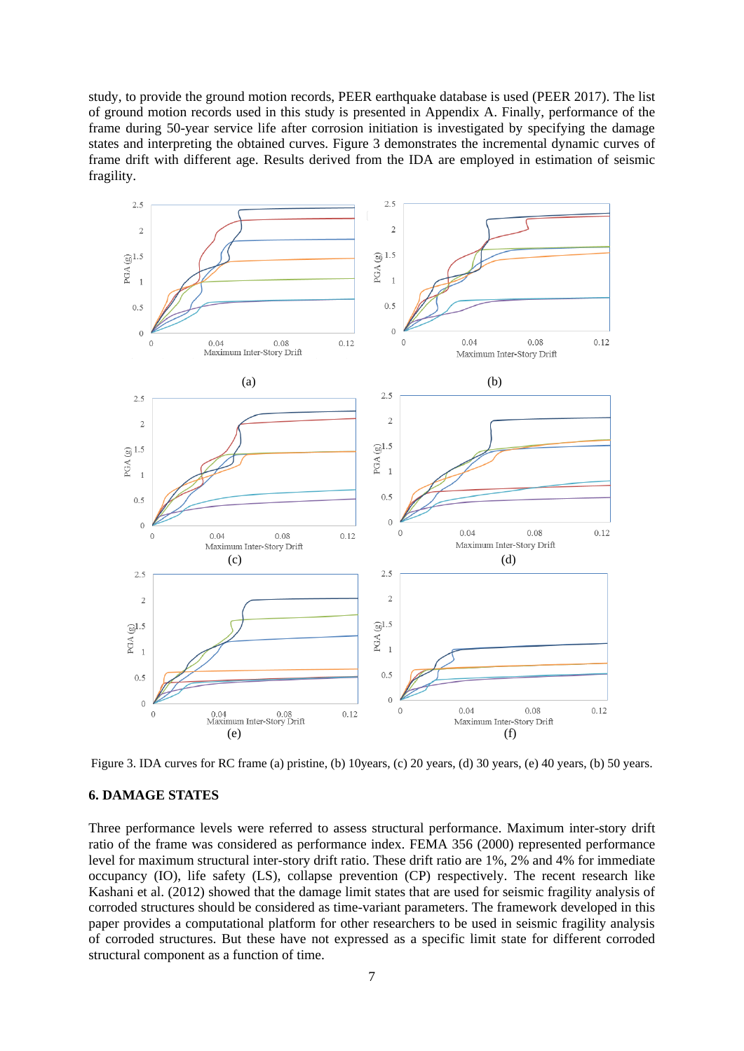study, to provide the ground motion records, PEER earthquake database is used (PEER 2017). The list of ground motion records used in this study is presented in Appendix A. Finally, performance of the frame during 50-year service life after corrosion initiation is investigated by specifying the damage states and interpreting the obtained curves. Figure 3 demonstrates the incremental dynamic curves of frame drift with different age. Results derived from the IDA are employed in estimation of seismic fragility.

Figure 3. IDA curves for RC frame (a) pristine, (b) 10years, (c) 20 years, (d) 30 years, (e) 40 years, (b) 50 years.

## 6. DAMAGE STATES

Three performance levels were referred to assess structural performance. Maximum inter-story drift ratio of the frame was considered as performance index. FEMA 356 (2000) represented performance level for maximum structural inter-story drift ratio. These drift ratio are 1%, 2% and 4% for immediate occupancy (IO), life safety (LS), collapse prevention (CP) respectively. The recent research like Kashani et al. (2012) showed that the damage limit states that are used for seismic fragility analysis of corroded structures should be considered as time-variant parameters. The framework developed in this paper provides a computational platform for other researchers to be used in seismic fragility analysis of corroded structures. But these have not expressed as a specific limit state for different corroded structural component as a function of time.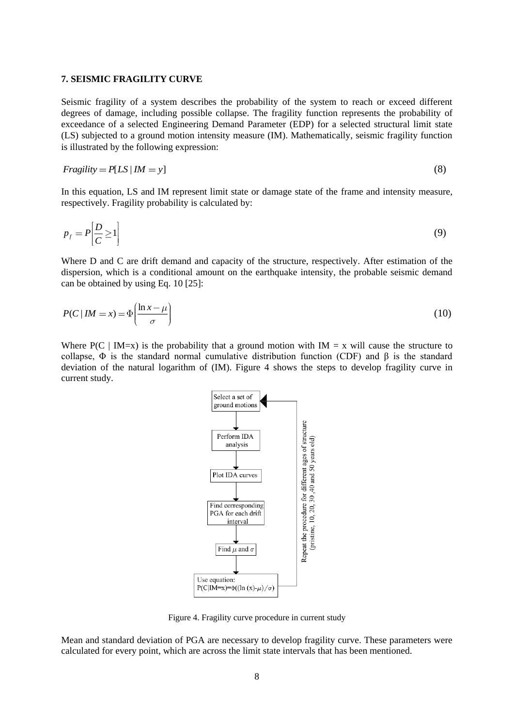## 7. SEISMIC FRAGILITY CURVE

Seismic fragility of a system describes the probability of the system to reach or exceed different degrees of damage, including possible collapse. The fragility function represents the probability of exceedance of a selected Engineering Demand Parameter (EDP) for a selected structural limit state (LS) subjected to a ground motion intensity measure (IM). Mathematically, seismic fragility function is illustrated by the following expression:

$$Fragility = P[LS \mid IM = y] \tag{8}$$

In this equation, LS and IM represent limit state or damage state of the frame and intensity measure, respectively. Fragility probability is calculated by:

$$p_f = P\left[\frac{D}{C} \geq 1\right] \tag{9}$$

Where D and C are drift demand and capacity of the structure, respectively. After estimation of the dispersion, which is a conditional amount on the earthquake intensity, the probable seismic demand can be obtained by using Eq. 10 [25]:

$$P(C \mid IM = x) = \Phi\left(\frac{\ln x - \mu}{\sigma}\right) \tag{10}$$

Where $P(C \mid IM=x)$ is the probability that a ground motion with $IM = x$ will cause the structure to collapse, $\Phi$ is the standard normal cumulative distribution function (CDF) and $\beta$ is the standard deviation of the natural logarithm of (IM). Figure 4 shows the steps to develop fragility curve in current study.

- Select a set of ground motions
- Perform IDA analysis
- Plot IDA curves
- Find corresponding PGA for each drift interval
- Find $\mu$ and $\sigma$
- Use equation: $P(C|IM=x)=\Phi((\ln(x)-\mu)/\sigma)$

Repeat the procedure for different ages of structure (pristine, 10, 20, 30, 40 and 50 years old)

Figure 4. Fragility curve procedure in current study

Mean and standard deviation of PGA are necessary to develop fragility curve. These parameters were calculated for every point, which are across the limit state intervals that has been mentioned.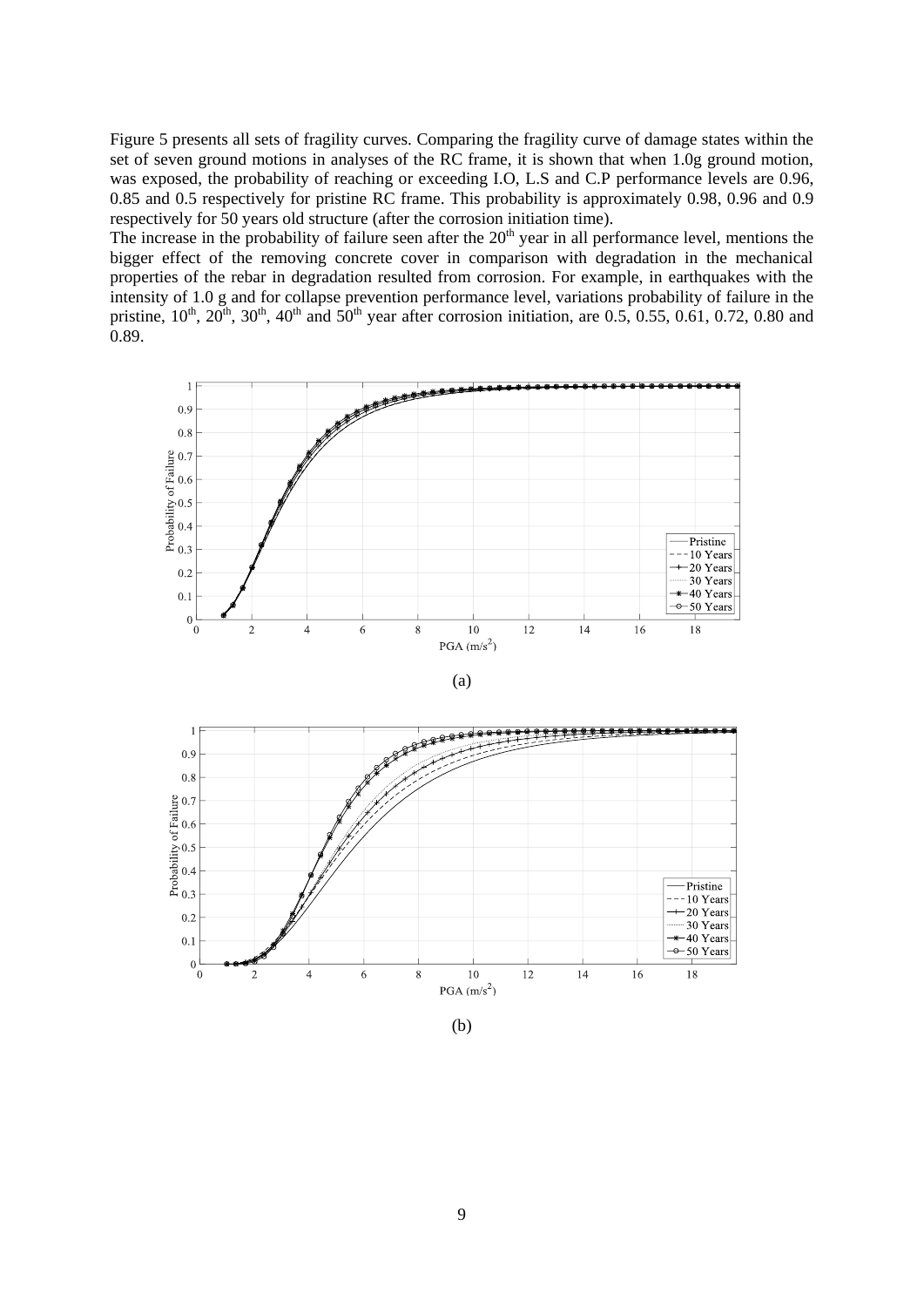Figure 5 presents all sets of fragility curves. Comparing the fragility curve of damage states within the set of seven ground motions in analyses of the RC frame, it is shown that when 1.0g ground motion, was exposed, the probability of reaching or exceeding I.O, L.S and C.P performance levels are 0.96, 0.85 and 0.5 respectively for pristine RC frame. This probability is approximately 0.98, 0.96 and 0.9 respectively for 50 years old structure (after the corrosion initiation time).

The increase in the probability of failure seen after the 20th year in all performance level, mentions the bigger effect of the removing concrete cover in comparison with degradation in the mechanical properties of the rebar in degradation resulted from corrosion. For example, in earthquakes with the intensity of 1.0 g and for collapse prevention performance level, variations probability of failure in the pristine, 10th, 20th, 30th, 40th and 50th year after corrosion initiation, are 0.5, 0.55, 0.61, 0.72, 0.80 and 0.89.

(a)

(b)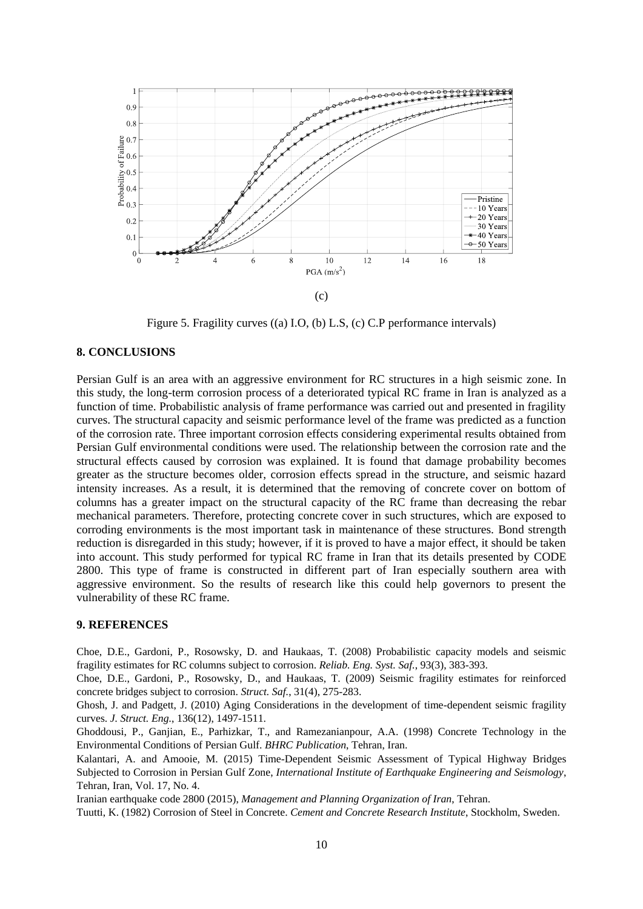(c)

Figure 5. Fragility curves ((a) I.O, (b) L.S, (c) C.P performance intervals)

## 8. CONCLUSIONS

Persian Gulf is an area with an aggressive environment for RC structures in a high seismic zone. In this study, the long-term corrosion process of a deteriorated typical RC frame in Iran is analyzed as a function of time. Probabilistic analysis of frame performance was carried out and presented in fragility curves. The structural capacity and seismic performance level of the frame was predicted as a function of the corrosion rate. Three important corrosion effects considering experimental results obtained from Persian Gulf environmental conditions were used. The relationship between the corrosion rate and the structural effects caused by corrosion was explained. It is found that damage probability becomes greater as the structure becomes older, corrosion effects spread in the structure, and seismic hazard intensity increases. As a result, it is determined that the removing of concrete cover on bottom of columns has a greater impact on the structural capacity of the RC frame than decreasing the rebar mechanical parameters. Therefore, protecting concrete cover in such structures, which are exposed to corroding environments is the most important task in maintenance of these structures. Bond strength reduction is disregarded in this study; however, if it is proved to have a major effect, it should be taken into account. This study performed for typical RC frame in Iran that its details presented by CODE 2800. This type of frame is constructed in different part of Iran especially southern area with aggressive environment. So the results of research like this could help governors to present the vulnerability of these RC frame.

## 9. REFERENCES

Choe, D.E., Gardoni, P., Rosowsky, D. and Haukaas, T. (2008) Probabilistic capacity models and seismic fragility estimates for RC columns subject to corrosion. *Reliab. Eng. Syst. Saf.*, 93(3), 383-393.

Choe, D.E., Gardoni, P., Rosowsky, D., and Haukaas, T. (2009) Seismic fragility estimates for reinforced concrete bridges subject to corrosion. *Struct. Saf.*, 31(4), 275-283.

Ghosh, J. and Padgett, J. (2010) Aging Considerations in the development of time-dependent seismic fragility curves. *J. Struct. Eng.*, 136(12), 1497-1511.

Ghoddousi, P., Ganjian, E., Parhizkar, T., and Ramezanianpour, A.A. (1998) Concrete Technology in the Environmental Conditions of Persian Gulf. *BHRC Publication*, Tehran, Iran.

Kalantari, A. and Amooie, M. (2015) Time-Dependent Seismic Assessment of Typical Highway Bridges Subjected to Corrosion in Persian Gulf Zone, *International Institute of Earthquake Engineering and Seismology*, Tehran, Iran, Vol. 17, No. 4.

Iranian earthquake code 2800 (2015), *Management and Planning Organization of Iran*, Tehran.

Tuutti, K. (1982) Corrosion of Steel in Concrete. *Cement and Concrete Research Institute*, Stockholm, Sweden.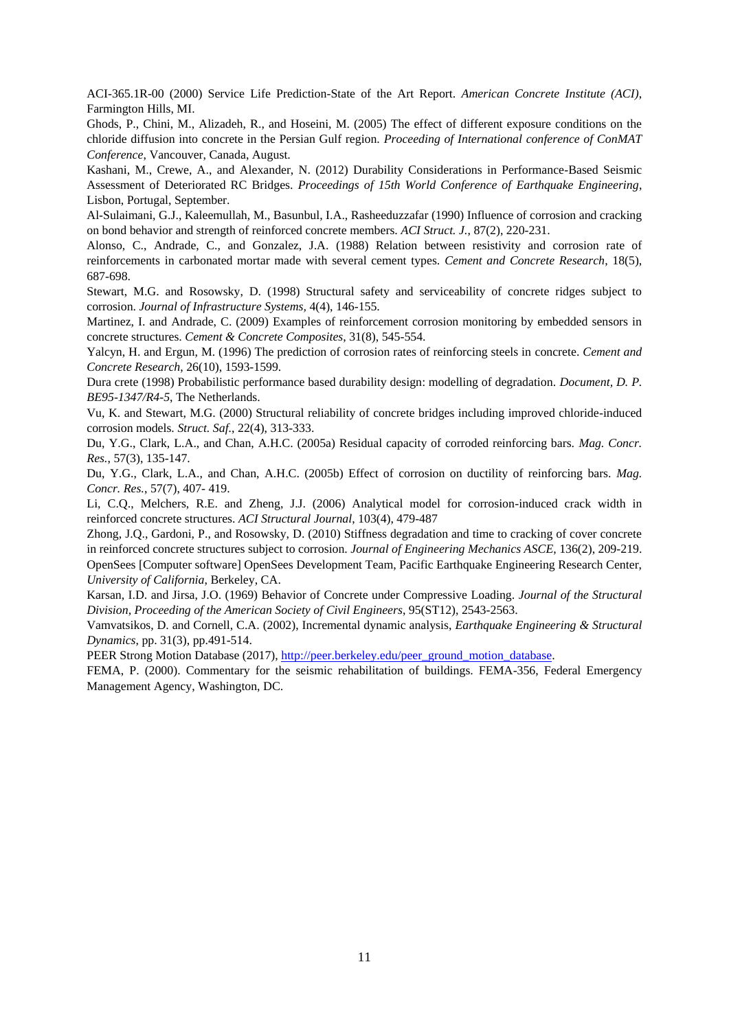ACI-365.1R-00 (2000) Service Life Prediction-State of the Art Report. *American Concrete Institute (ACI)*, Farmington Hills, MI.

Ghods, P., Chini, M., Alizadeh, R., and Hoseini, M. (2005) The effect of different exposure conditions on the chloride diffusion into concrete in the Persian Gulf region. *Proceeding of International conference of ConMAT Conference*, Vancouver, Canada, August.

Kashani, M., Crewe, A., and Alexander, N. (2012) Durability Considerations in Performance-Based Seismic Assessment of Deteriorated RC Bridges. *Proceedings of 15th World Conference of Earthquake Engineering*, Lisbon, Portugal, September.

Al-Sulaimani, G.J., Kaleemullah, M., Basunbul, I.A., Rasheeduzzafar (1990) Influence of corrosion and cracking on bond behavior and strength of reinforced concrete members. *ACI Struct. J.*, 87(2), 220-231.

Alonso, C., Andrade, C., and Gonzalez, J.A. (1988) Relation between resistivity and corrosion rate of reinforcements in carbonated mortar made with several cement types. *Cement and Concrete Research*, 18(5), 687-698.

Stewart, M.G. and Rosowsky, D. (1998) Structural safety and serviceability of concrete ridges subject to corrosion. *Journal of Infrastructure Systems*, 4(4), 146-155.

Martinez, I. and Andrade, C. (2009) Examples of reinforcement corrosion monitoring by embedded sensors in concrete structures. *Cement & Concrete Composites*, 31(8), 545-554.

Yalcyn, H. and Ergun, M. (1996) The prediction of corrosion rates of reinforcing steels in concrete. *Cement and Concrete Research*, 26(10), 1593-1599.

Dura crete (1998) Probabilistic performance based durability design: modelling of degradation. *Document, D. P. BE95-1347/R4-5*, The Netherlands.

Vu, K. and Stewart, M.G. (2000) Structural reliability of concrete bridges including improved chloride-induced corrosion models. *Struct. Saf.*, 22(4), 313-333.

Du, Y.G., Clark, L.A., and Chan, A.H.C. (2005a) Residual capacity of corroded reinforcing bars. *Mag. Concr. Res.*, 57(3), 135-147.

Du, Y.G., Clark, L.A., and Chan, A.H.C. (2005b) Effect of corrosion on ductility of reinforcing bars. *Mag. Concr. Res.*, 57(7), 407- 419.

Li, C.Q., Melchers, R.E. and Zheng, J.J. (2006) Analytical model for corrosion-induced crack width in reinforced concrete structures. *ACI Structural Journal*, 103(4), 479-487

Zhong, J.Q., Gardoni, P., and Rosowsky, D. (2010) Stiffness degradation and time to cracking of cover concrete in reinforced concrete structures subject to corrosion. *Journal of Engineering Mechanics ASCE*, 136(2), 209-219.

OpenSees [Computer software] OpenSees Development Team, Pacific Earthquake Engineering Research Center, *University of California*, Berkeley, CA.

Karsan, I.D. and Jirsa, J.O. (1969) Behavior of Concrete under Compressive Loading. *Journal of the Structural Division, Proceeding of the American Society of Civil Engineers*, 95(ST12), 2543-2563.

Vamvatsikos, D. and Cornell, C.A. (2002), Incremental dynamic analysis, *Earthquake Engineering & Structural Dynamics*, pp. 31(3), pp.491-514.

PEER Strong Motion Database (2017), http://peer.berkeley.edu/peer_ground_motion_database.

FEMA, P. (2000). Commentary for the seismic rehabilitation of buildings. FEMA-356, Federal Emergency Management Agency, Washington, DC.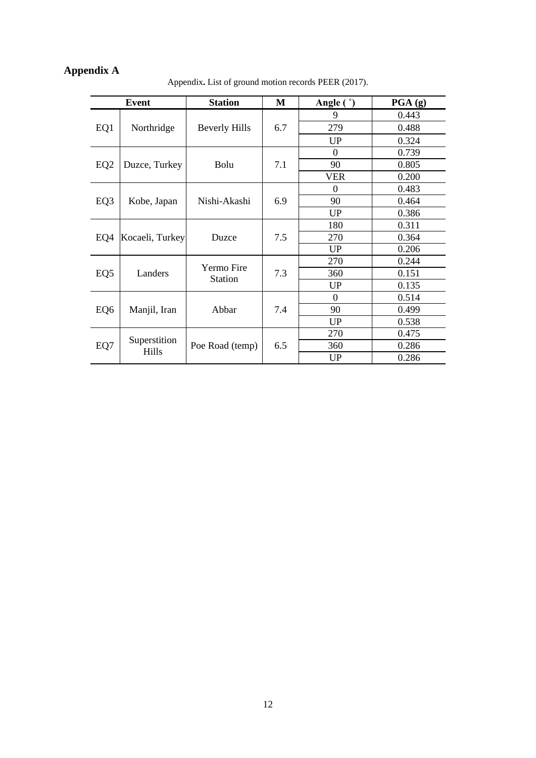## Appendix A

Appendix**.** List of ground motion records PEER (2017).

| Event | | Station | M | Angle ( ˚) | PGA (g) |
|---|---|---|---|---|---|
| EQ1 | Northridge | Beverly Hills | 6.7 | 9 | 0.443 |
| | | | | 279 | 0.488 |
| | | | | UP | 0.324 |
| EQ2 | Duzce, Turkey | Bolu | 7.1 | 0 | 0.739 |
| | | | | 90 | 0.805 |
| | | | | VER | 0.200 |
| EQ3 | Kobe, Japan | Nishi-Akashi | 6.9 | 0 | 0.483 |
| | | | | 90 | 0.464 |
| | | | | UP | 0.386 |
| EQ4 | Kocaeli, Turkey | Duzce | 7.5 | 180 | 0.311 |
| | | | | 270 | 0.364 |
| | | | | UP | 0.206 |
| EQ5 | Landers | Yermo Fire Station | 7.3 | 270 | 0.244 |
| | | | | 360 | 0.151 |
| | | | | UP | 0.135 |
| EQ6 | Manjil, Iran | Abbar | 7.4 | 0 | 0.514 |
| | | | | 90 | 0.499 |
| | | | | UP | 0.538 |
| EQ7 | Superstition Hills | Poe Road (temp) | 6.5 | 270 | 0.475 |
| | | | | 360 | 0.286 |
| | | | | UP | 0.286 |